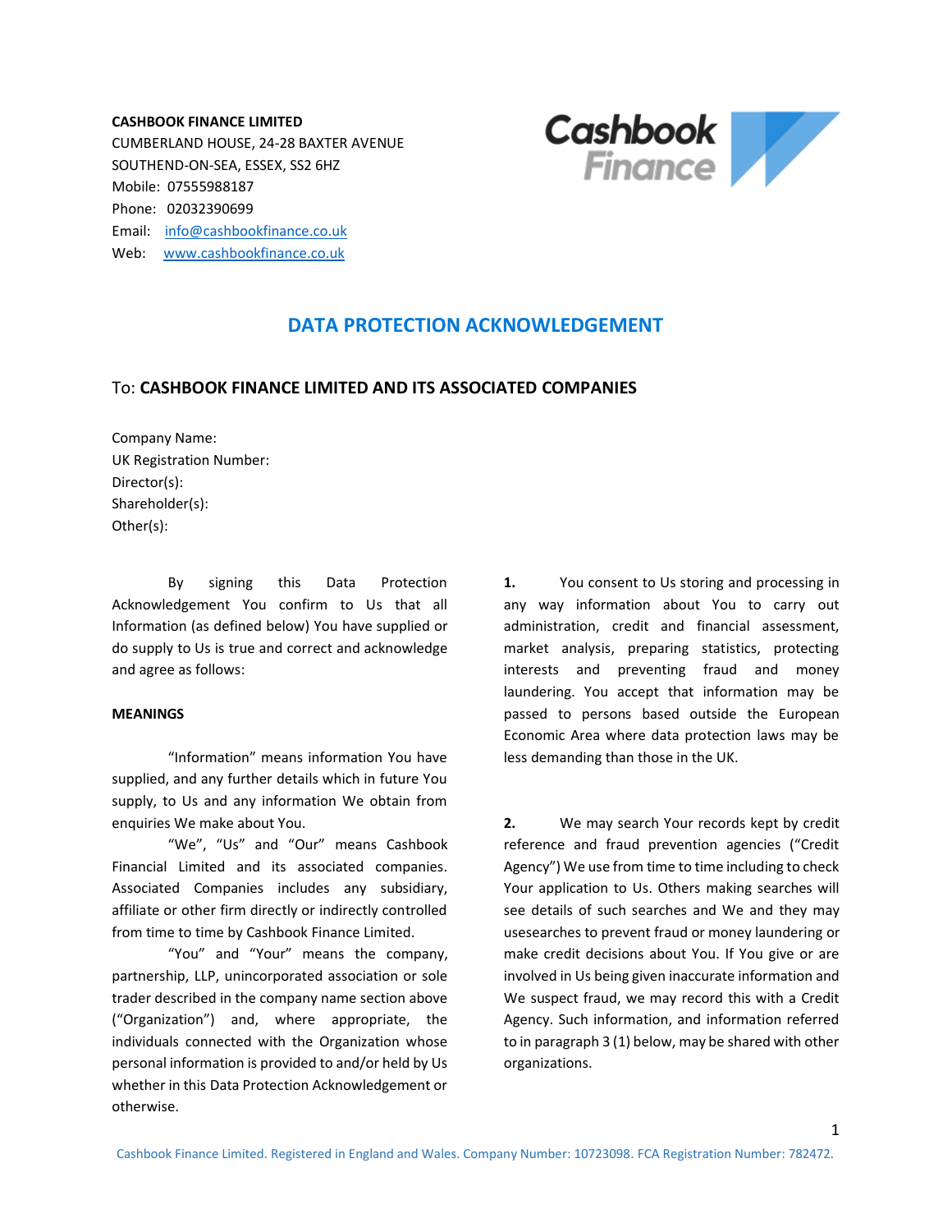**CASHBOOK FINANCE LIMITED**
CUMBERLAND HOUSE, 24-28 BAXTER AVENUE
SOUTHEND-ON-SEA, ESSEX, SS2 6HZ
Mobile: 07555988187
Phone: 02032390699
Email: info@cashbookfinance.co.uk
Web: www.cashbookfinance.co.uk

# DATA PROTECTION ACKNOWLEDGEMENT

To: **CASHBOOK FINANCE LIMITED AND ITS ASSOCIATED COMPANIES**

Company Name:
UK Registration Number:
Director(s):
Shareholder(s):
Other(s):

By signing this Data Protection Acknowledgement You confirm to Us that all Information (as defined below) You have supplied or do supply to Us is true and correct and acknowledge and agree as follows:

**MEANINGS**

"Information" means information You have supplied, and any further details which in future You supply, to Us and any information We obtain from enquiries We make about You.

"We", "Us" and "Our" means Cashbook Financial Limited and its associated companies. Associated Companies includes any subsidiary, affiliate or other firm directly or indirectly controlled from time to time by Cashbook Finance Limited.

"You" and "Your" means the company, partnership, LLP, unincorporated association or sole trader described in the company name section above ("Organization") and, where appropriate, the individuals connected with the Organization whose personal information is provided to and/or held by Us whether in this Data Protection Acknowledgement or otherwise.

**1.** You consent to Us storing and processing in any way information about You to carry out administration, credit and financial assessment, market analysis, preparing statistics, protecting interests and preventing fraud and money laundering. You accept that information may be passed to persons based outside the European Economic Area where data protection laws may be less demanding than those in the UK.

**2.** We may search Your records kept by credit reference and fraud prevention agencies ("Credit Agency") We use from time to time including to check Your application to Us. Others making searches will see details of such searches and We and they may usesearches to prevent fraud or money laundering or make credit decisions about You. If You give or are involved in Us being given inaccurate information and We suspect fraud, we may record this with a Credit Agency. Such information, and information referred to in paragraph 3 (1) below, may be shared with other organizations.

Cashbook Finance Limited. Registered in England and Wales. Company Number: 10723098. FCA Registration Number: 782472.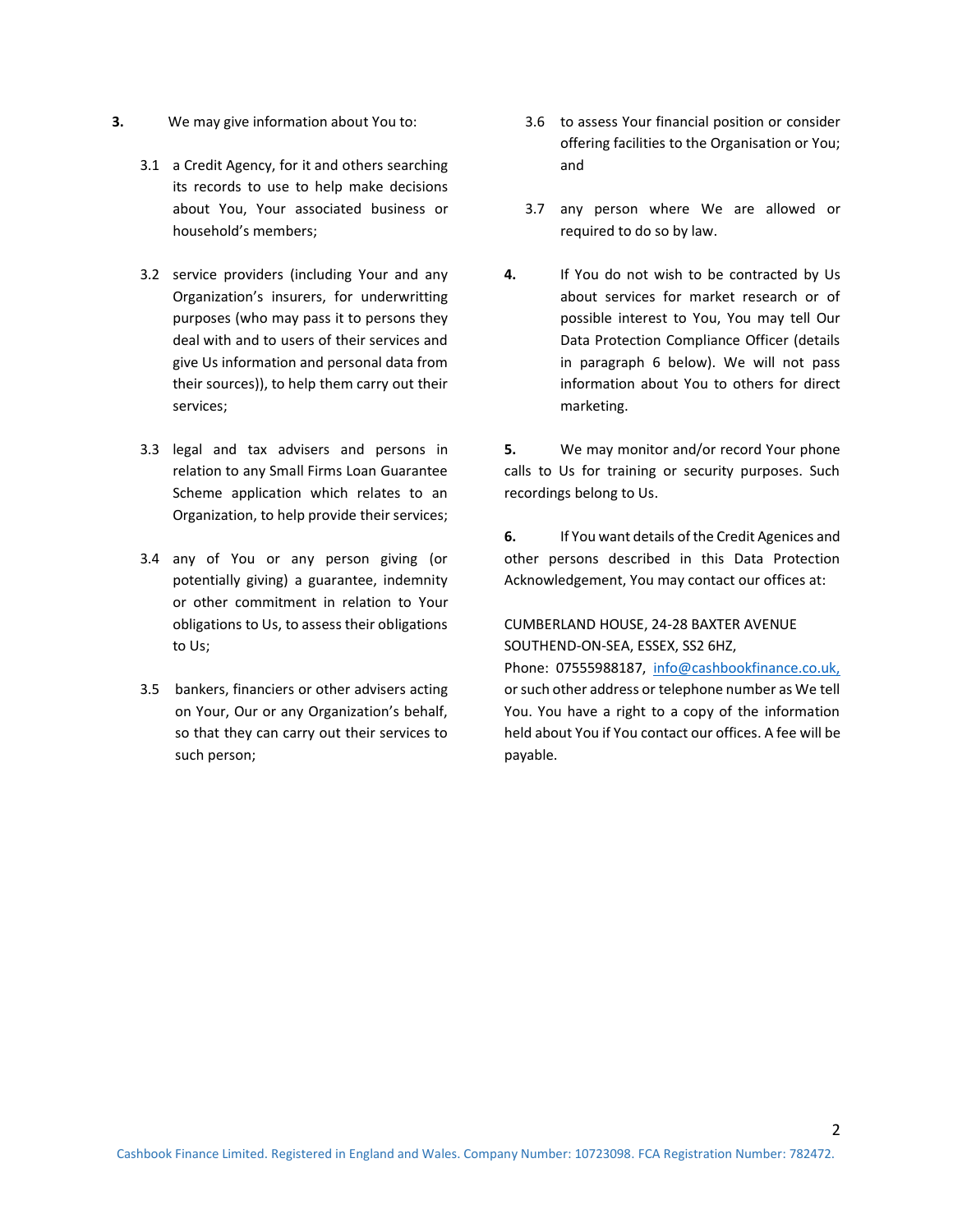**3.** We may give information about You to:

3.1 a Credit Agency, for it and others searching its records to use to help make decisions about You, Your associated business or household's members;

3.2 service providers (including Your and any Organization's insurers, for underwritting purposes (who may pass it to persons they deal with and to users of their services and give Us information and personal data from their sources)), to help them carry out their services;

3.3 legal and tax advisers and persons in relation to any Small Firms Loan Guarantee Scheme application which relates to an Organization, to help provide their services;

3.4 any of You or any person giving (or potentially giving) a guarantee, indemnity or other commitment in relation to Your obligations to Us, to assess their obligations to Us;

3.5 bankers, financiers or other advisers acting on Your, Our or any Organization's behalf, so that they can carry out their services to such person;

3.6 to assess Your financial position or consider offering facilities to the Organisation or You; and

3.7 any person where We are allowed or required to do so by law.

**4.** If You do not wish to be contracted by Us about services for market research or of possible interest to You, You may tell Our Data Protection Compliance Officer (details in paragraph 6 below). We will not pass information about You to others for direct marketing.

**5.** We may monitor and/or record Your phone calls to Us for training or security purposes. Such recordings belong to Us.

**6.** If You want details of the Credit Agenices and other persons described in this Data Protection Acknowledgement, You may contact our offices at:

CUMBERLAND HOUSE, 24-28 BAXTER AVENUE
SOUTHEND-ON-SEA, ESSEX, SS2 6HZ,
Phone: 07555988187, info@cashbookfinance.co.uk,
or such other address or telephone number as We tell You. You have a right to a copy of the information held about You if You contact our offices. A fee will be payable.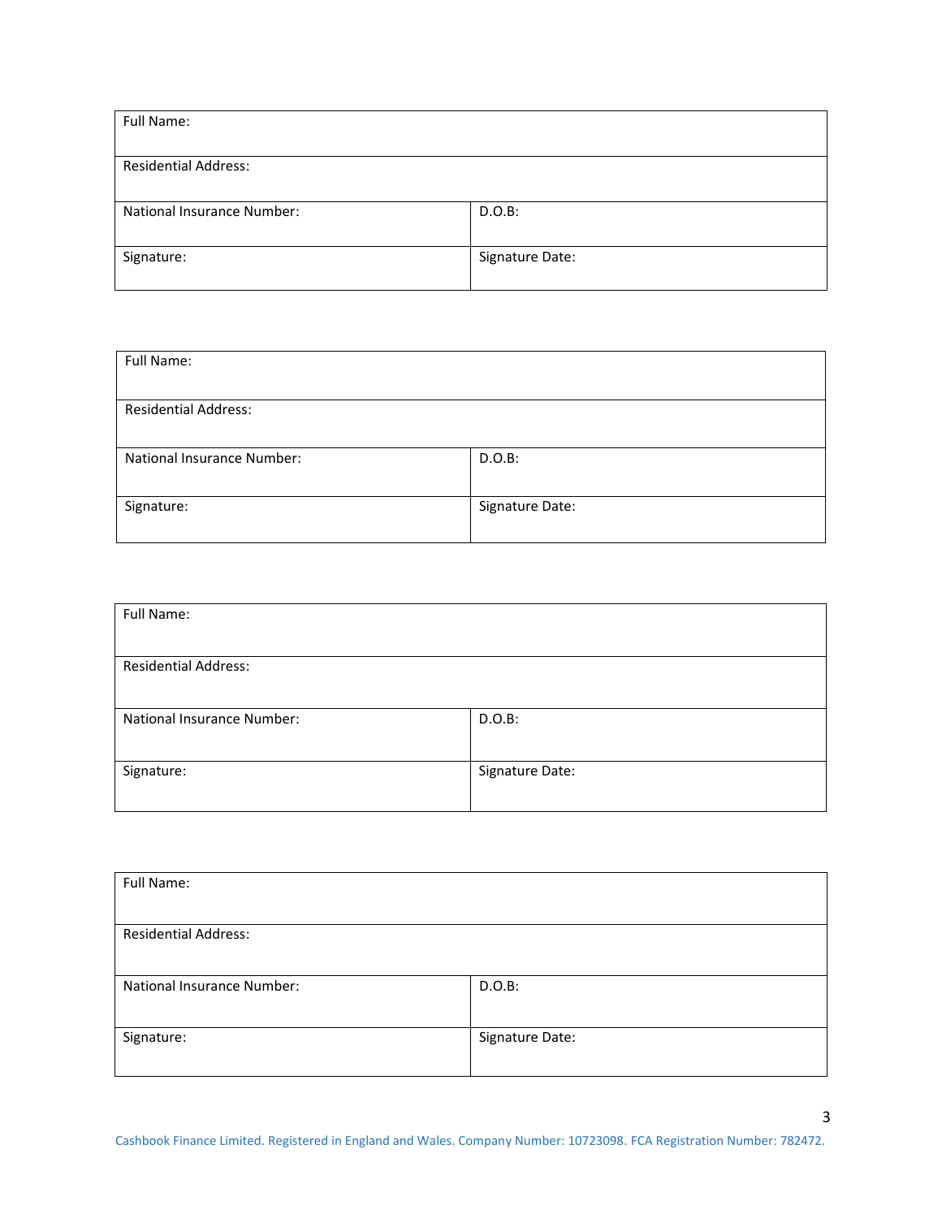| | |
|---|---|
| Full Name: | |
| Residential Address: | |
| National Insurance Number: | D.O.B: |
| Signature: | Signature Date: |

| | |
|---|---|
| Full Name: | |
| Residential Address: | |
| National Insurance Number: | D.O.B: |
| Signature: | Signature Date: |

| | |
|---|---|
| Full Name: | |
| Residential Address: | |
| National Insurance Number: | D.O.B: |
| Signature: | Signature Date: |

| | |
|---|---|
| Full Name: | |
| Residential Address: | |
| National Insurance Number: | D.O.B: |
| Signature: | Signature Date: |

Cashbook Finance Limited. Registered in England and Wales. Company Number: 10723098. FCA Registration Number: 782472.